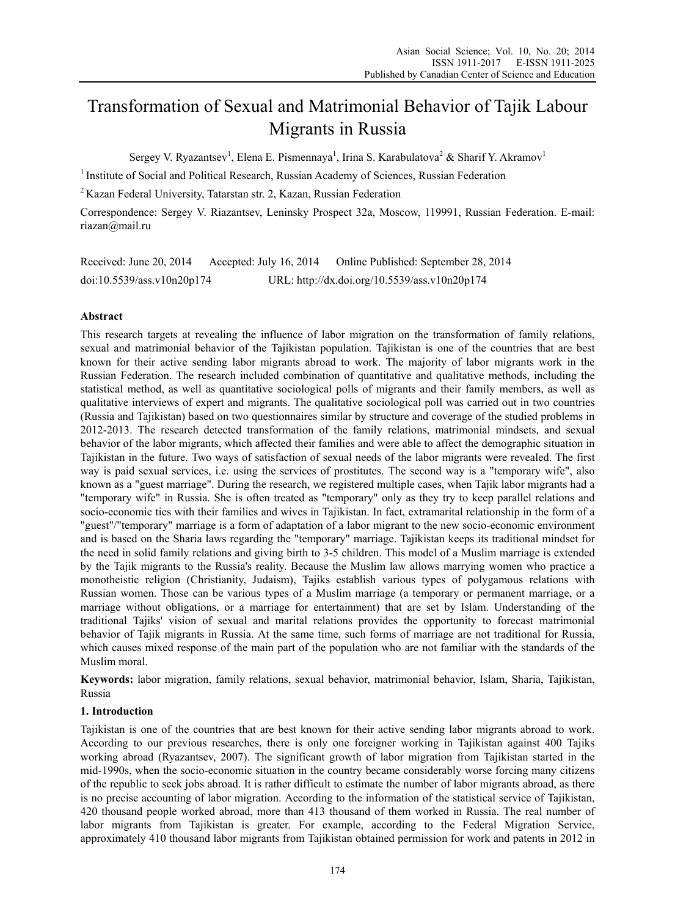# Transformation of Sexual and Matrimonial Behavior of Tajik Labour Migrants in Russia

Sergey V. Ryazantsev[1], Elena E. Pismennaya[1], Irina S. Karabulatova[2] & Sharif Y. Akramov[1]

[1] Institute of Social and Political Research, Russian Academy of Sciences, Russian Federation

[2] Kazan Federal University, Tatarstan str. 2, Kazan, Russian Federation

Correspondence: Sergey V. Riazantsev, Leninsky Prospect 32a, Moscow, 119991, Russian Federation. E-mail: riazan@mail.ru

Received: June 20, 2014 Accepted: July 16, 2014 Online Published: September 28, 2014

doi:10.5539/ass.v10n20p174 URL: http://dx.doi.org/10.5539/ass.v10n20p174

## Abstract

This research targets at revealing the influence of labor migration on the transformation of family relations, sexual and matrimonial behavior of the Tajikistan population. Tajikistan is one of the countries that are best known for their active sending labor migrants abroad to work. The majority of labor migrants work in the Russian Federation. The research included combination of quantitative and qualitative methods, including the statistical method, as well as quantitative sociological polls of migrants and their family members, as well as qualitative interviews of expert and migrants. The qualitative sociological poll was carried out in two countries (Russia and Tajikistan) based on two questionnaires similar by structure and coverage of the studied problems in 2012-2013. The research detected transformation of the family relations, matrimonial mindsets, and sexual behavior of the labor migrants, which affected their families and were able to affect the demographic situation in Tajikistan in the future. Two ways of satisfaction of sexual needs of the labor migrants were revealed. The first way is paid sexual services, i.e. using the services of prostitutes. The second way is a "temporary wife", also known as a "guest marriage". During the research, we registered multiple cases, when Tajik labor migrants had a "temporary wife" in Russia. She is often treated as "temporary" only as they try to keep parallel relations and socio-economic ties with their families and wives in Tajikistan. In fact, extramarital relationship in the form of a "guest"/"temporary" marriage is a form of adaptation of a labor migrant to the new socio-economic environment and is based on the Sharia laws regarding the "temporary" marriage. Tajikistan keeps its traditional mindset for the need in solid family relations and giving birth to 3-5 children. This model of a Muslim marriage is extended by the Tajik migrants to the Russia's reality. Because the Muslim law allows marrying women who practice a monotheistic religion (Christianity, Judaism), Tajiks establish various types of polygamous relations with Russian women. Those can be various types of a Muslim marriage (a temporary or permanent marriage, or a marriage without obligations, or a marriage for entertainment) that are set by Islam. Understanding of the traditional Tajiks' vision of sexual and marital relations provides the opportunity to forecast matrimonial behavior of Tajik migrants in Russia. At the same time, such forms of marriage are not traditional for Russia, which causes mixed response of the main part of the population who are not familiar with the standards of the Muslim moral.

**Keywords:** labor migration, family relations, sexual behavior, matrimonial behavior, Islam, Sharia, Tajikistan, Russia

## 1. Introduction

Tajikistan is one of the countries that are best known for their active sending labor migrants abroad to work. According to our previous researches, there is only one foreigner working in Tajikistan against 400 Tajiks working abroad (Ryazantsev, 2007). The significant growth of labor migration from Tajikistan started in the mid-1990s, when the socio-economic situation in the country became considerably worse forcing many citizens of the republic to seek jobs abroad. It is rather difficult to estimate the number of labor migrants abroad, as there is no precise accounting of labor migration. According to the information of the statistical service of Tajikistan, 420 thousand people worked abroad, more than 413 thousand of them worked in Russia. The real number of labor migrants from Tajikistan is greater. For example, according to the Federal Migration Service, approximately 410 thousand labor migrants from Tajikistan obtained permission for work and patents in 2012 in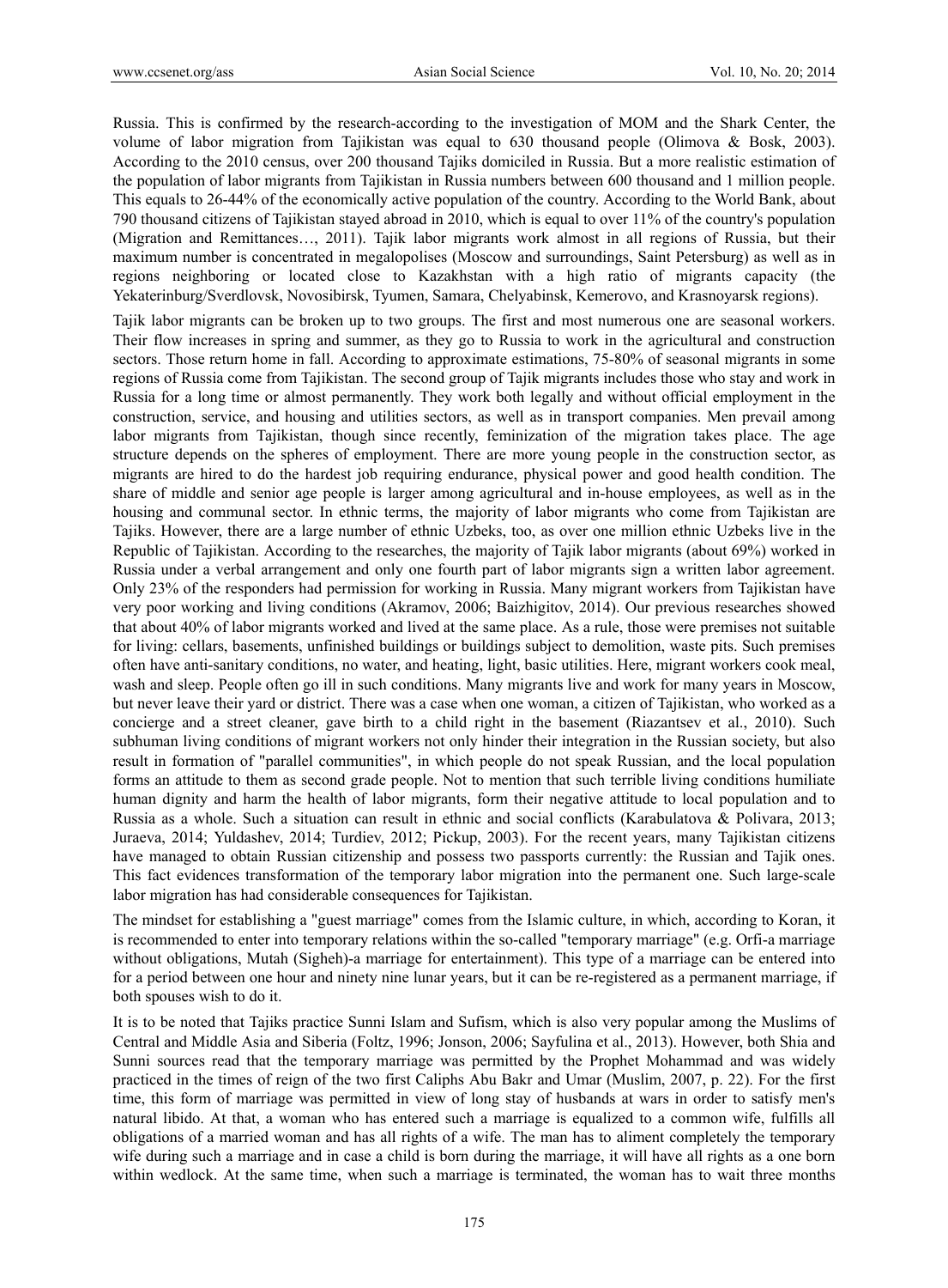Russia. This is confirmed by the research-according to the investigation of MOM and the Shark Center, the volume of labor migration from Tajikistan was equal to 630 thousand people (Olimova & Bosk, 2003). According to the 2010 census, over 200 thousand Tajiks domiciled in Russia. But a more realistic estimation of the population of labor migrants from Tajikistan in Russia numbers between 600 thousand and 1 million people. This equals to 26-44% of the economically active population of the country. According to the World Bank, about 790 thousand citizens of Tajikistan stayed abroad in 2010, which is equal to over 11% of the country's population (Migration and Remittances…, 2011). Tajik labor migrants work almost in all regions of Russia, but their maximum number is concentrated in megalopolises (Moscow and surroundings, Saint Petersburg) as well as in regions neighboring or located close to Kazakhstan with a high ratio of migrants capacity (the Yekaterinburg/Sverdlovsk, Novosibirsk, Tyumen, Samara, Chelyabinsk, Kemerovo, and Krasnoyarsk regions).

Tajik labor migrants can be broken up to two groups. The first and most numerous one are seasonal workers. Their flow increases in spring and summer, as they go to Russia to work in the agricultural and construction sectors. Those return home in fall. According to approximate estimations, 75-80% of seasonal migrants in some regions of Russia come from Tajikistan. The second group of Tajik migrants includes those who stay and work in Russia for a long time or almost permanently. They work both legally and without official employment in the construction, service, and housing and utilities sectors, as well as in transport companies. Men prevail among labor migrants from Tajikistan, though since recently, feminization of the migration takes place. The age structure depends on the spheres of employment. There are more young people in the construction sector, as migrants are hired to do the hardest job requiring endurance, physical power and good health condition. The share of middle and senior age people is larger among agricultural and in-house employees, as well as in the housing and communal sector. In ethnic terms, the majority of labor migrants who come from Tajikistan are Tajiks. However, there are a large number of ethnic Uzbeks, too, as over one million ethnic Uzbeks live in the Republic of Tajikistan. According to the researches, the majority of Tajik labor migrants (about 69%) worked in Russia under a verbal arrangement and only one fourth part of labor migrants sign a written labor agreement. Only 23% of the responders had permission for working in Russia. Many migrant workers from Tajikistan have very poor working and living conditions (Akramov, 2006; Baizhigitov, 2014). Our previous researches showed that about 40% of labor migrants worked and lived at the same place. As a rule, those were premises not suitable for living: cellars, basements, unfinished buildings or buildings subject to demolition, waste pits. Such premises often have anti-sanitary conditions, no water, and heating, light, basic utilities. Here, migrant workers cook meal, wash and sleep. People often go ill in such conditions. Many migrants live and work for many years in Moscow, but never leave their yard or district. There was a case when one woman, a citizen of Tajikistan, who worked as a concierge and a street cleaner, gave birth to a child right in the basement (Riazantsev et al., 2010). Such subhuman living conditions of migrant workers not only hinder their integration in the Russian society, but also result in formation of "parallel communities", in which people do not speak Russian, and the local population forms an attitude to them as second grade people. Not to mention that such terrible living conditions humiliate human dignity and harm the health of labor migrants, form their negative attitude to local population and to Russia as a whole. Such a situation can result in ethnic and social conflicts (Karabulatova & Polivara, 2013; Juraeva, 2014; Yuldashev, 2014; Turdiev, 2012; Pickup, 2003). For the recent years, many Tajikistan citizens have managed to obtain Russian citizenship and possess two passports currently: the Russian and Tajik ones. This fact evidences transformation of the temporary labor migration into the permanent one. Such large-scale labor migration has had considerable consequences for Tajikistan.

The mindset for establishing a "guest marriage" comes from the Islamic culture, in which, according to Koran, it is recommended to enter into temporary relations within the so-called "temporary marriage" (e.g. Orfi-a marriage without obligations, Mutah (Sigheh)-a marriage for entertainment). This type of a marriage can be entered into for a period between one hour and ninety nine lunar years, but it can be re-registered as a permanent marriage, if both spouses wish to do it.

It is to be noted that Tajiks practice Sunni Islam and Sufism, which is also very popular among the Muslims of Central and Middle Asia and Siberia (Foltz, 1996; Jonson, 2006; Sayfulina et al., 2013). However, both Shia and Sunni sources read that the temporary marriage was permitted by the Prophet Mohammad and was widely practiced in the times of reign of the two first Caliphs Abu Bakr and Umar (Muslim, 2007, p. 22). For the first time, this form of marriage was permitted in view of long stay of husbands at wars in order to satisfy men's natural libido. At that, a woman who has entered such a marriage is equalized to a common wife, fulfills all obligations of a married woman and has all rights of a wife. The man has to aliment completely the temporary wife during such a marriage and in case a child is born during the marriage, it will have all rights as a one born within wedlock. At the same time, when such a marriage is terminated, the woman has to wait three months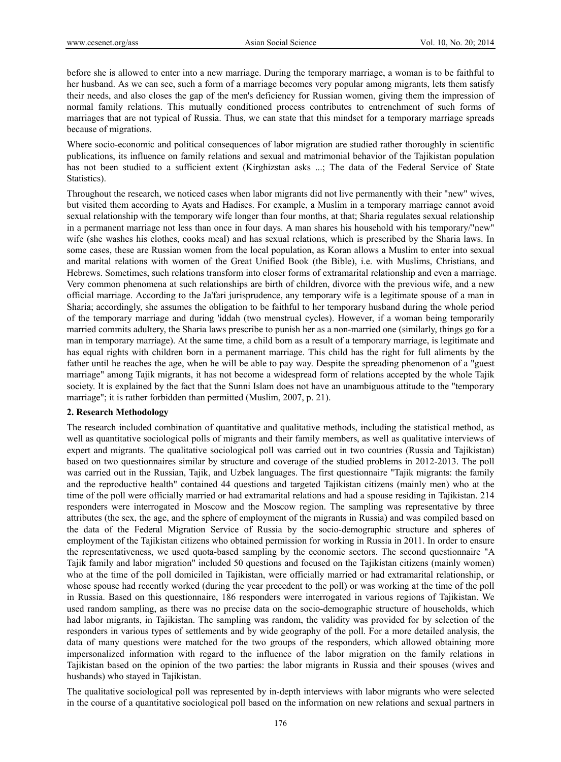before she is allowed to enter into a new marriage. During the temporary marriage, a woman is to be faithful to her husband. As we can see, such a form of a marriage becomes very popular among migrants, lets them satisfy their needs, and also closes the gap of the men's deficiency for Russian women, giving them the impression of normal family relations. This mutually conditioned process contributes to entrenchment of such forms of marriages that are not typical of Russia. Thus, we can state that this mindset for a temporary marriage spreads because of migrations.

Where socio-economic and political consequences of labor migration are studied rather thoroughly in scientific publications, its influence on family relations and sexual and matrimonial behavior of the Tajikistan population has not been studied to a sufficient extent (Kirghizstan asks ...; The data of the Federal Service of State Statistics).

Throughout the research, we noticed cases when labor migrants did not live permanently with their "new" wives, but visited them according to Ayats and Hadises. For example, a Muslim in a temporary marriage cannot avoid sexual relationship with the temporary wife longer than four months, at that; Sharia regulates sexual relationship in a permanent marriage not less than once in four days. A man shares his household with his temporary/"new" wife (she washes his clothes, cooks meal) and has sexual relations, which is prescribed by the Sharia laws. In some cases, these are Russian women from the local population, as Koran allows a Muslim to enter into sexual and marital relations with women of the Great Unified Book (the Bible), i.e. with Muslims, Christians, and Hebrews. Sometimes, such relations transform into closer forms of extramarital relationship and even a marriage. Very common phenomena at such relationships are birth of children, divorce with the previous wife, and a new official marriage. According to the Ja'fari jurisprudence, any temporary wife is a legitimate spouse of a man in Sharia; accordingly, she assumes the obligation to be faithful to her temporary husband during the whole period of the temporary marriage and during 'iddah (two menstrual cycles). However, if a woman being temporarily married commits adultery, the Sharia laws prescribe to punish her as a non-married one (similarly, things go for a man in temporary marriage). At the same time, a child born as a result of a temporary marriage, is legitimate and has equal rights with children born in a permanent marriage. This child has the right for full aliments by the father until he reaches the age, when he will be able to pay way. Despite the spreading phenomenon of a "guest marriage" among Tajik migrants, it has not become a widespread form of relations accepted by the whole Tajik society. It is explained by the fact that the Sunni Islam does not have an unambiguous attitude to the "temporary marriage"; it is rather forbidden than permitted (Muslim, 2007, p. 21).

## 2. Research Methodology

The research included combination of quantitative and qualitative methods, including the statistical method, as well as quantitative sociological polls of migrants and their family members, as well as qualitative interviews of expert and migrants. The qualitative sociological poll was carried out in two countries (Russia and Tajikistan) based on two questionnaires similar by structure and coverage of the studied problems in 2012-2013. The poll was carried out in the Russian, Tajik, and Uzbek languages. The first questionnaire "Tajik migrants: the family and the reproductive health" contained 44 questions and targeted Tajikistan citizens (mainly men) who at the time of the poll were officially married or had extramarital relations and had a spouse residing in Tajikistan. 214 responders were interrogated in Moscow and the Moscow region. The sampling was representative by three attributes (the sex, the age, and the sphere of employment of the migrants in Russia) and was compiled based on the data of the Federal Migration Service of Russia by the socio-demographic structure and spheres of employment of the Tajikistan citizens who obtained permission for working in Russia in 2011. In order to ensure the representativeness, we used quota-based sampling by the economic sectors. The second questionnaire "A Tajik family and labor migration" included 50 questions and focused on the Tajikistan citizens (mainly women) who at the time of the poll domiciled in Tajikistan, were officially married or had extramarital relationship, or whose spouse had recently worked (during the year precedent to the poll) or was working at the time of the poll in Russia. Based on this questionnaire, 186 responders were interrogated in various regions of Tajikistan. We used random sampling, as there was no precise data on the socio-demographic structure of households, which had labor migrants, in Tajikistan. The sampling was random, the validity was provided for by selection of the responders in various types of settlements and by wide geography of the poll. For a more detailed analysis, the data of many questions were matched for the two groups of the responders, which allowed obtaining more impersonalized information with regard to the influence of the labor migration on the family relations in Tajikistan based on the opinion of the two parties: the labor migrants in Russia and their spouses (wives and husbands) who stayed in Tajikistan.

The qualitative sociological poll was represented by in-depth interviews with labor migrants who were selected in the course of a quantitative sociological poll based on the information on new relations and sexual partners in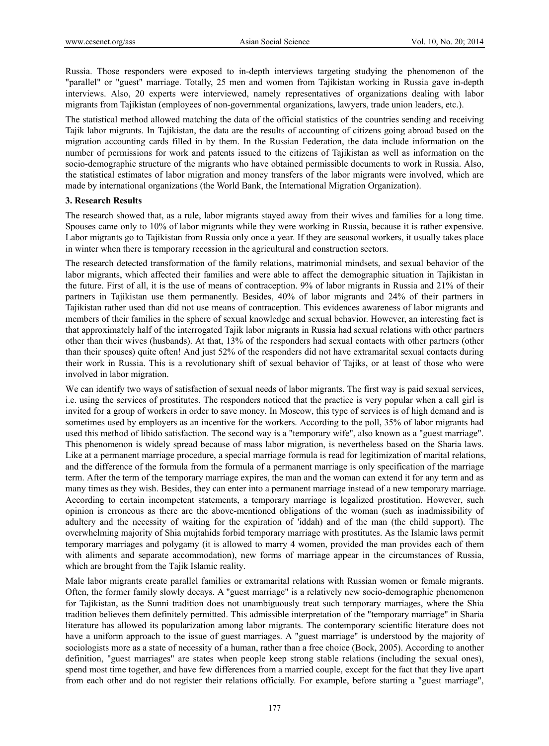Russia. Those responders were exposed to in-depth interviews targeting studying the phenomenon of the "parallel" or "guest" marriage. Totally, 25 men and women from Tajikistan working in Russia gave in-depth interviews. Also, 20 experts were interviewed, namely representatives of organizations dealing with labor migrants from Tajikistan (employees of non-governmental organizations, lawyers, trade union leaders, etc.).

The statistical method allowed matching the data of the official statistics of the countries sending and receiving Tajik labor migrants. In Tajikistan, the data are the results of accounting of citizens going abroad based on the migration accounting cards filled in by them. In the Russian Federation, the data include information on the number of permissions for work and patents issued to the citizens of Tajikistan as well as information on the socio-demographic structure of the migrants who have obtained permissible documents to work in Russia. Also, the statistical estimates of labor migration and money transfers of the labor migrants were involved, which are made by international organizations (the World Bank, the International Migration Organization).

**3. Research Results**

The research showed that, as a rule, labor migrants stayed away from their wives and families for a long time. Spouses came only to 10% of labor migrants while they were working in Russia, because it is rather expensive. Labor migrants go to Tajikistan from Russia only once a year. If they are seasonal workers, it usually takes place in winter when there is temporary recession in the agricultural and construction sectors.

The research detected transformation of the family relations, matrimonial mindsets, and sexual behavior of the labor migrants, which affected their families and were able to affect the demographic situation in Tajikistan in the future. First of all, it is the use of means of contraception. 9% of labor migrants in Russia and 21% of their partners in Tajikistan use them permanently. Besides, 40% of labor migrants and 24% of their partners in Tajikistan rather used than did not use means of contraception. This evidences awareness of labor migrants and members of their families in the sphere of sexual knowledge and sexual behavior. However, an interesting fact is that approximately half of the interrogated Tajik labor migrants in Russia had sexual relations with other partners other than their wives (husbands). At that, 13% of the responders had sexual contacts with other partners (other than their spouses) quite often! And just 52% of the responders did not have extramarital sexual contacts during their work in Russia. This is a revolutionary shift of sexual behavior of Tajiks, or at least of those who were involved in labor migration.

We can identify two ways of satisfaction of sexual needs of labor migrants. The first way is paid sexual services, i.e. using the services of prostitutes. The responders noticed that the practice is very popular when a call girl is invited for a group of workers in order to save money. In Moscow, this type of services is of high demand and is sometimes used by employers as an incentive for the workers. According to the poll, 35% of labor migrants had used this method of libido satisfaction. The second way is a "temporary wife", also known as a "guest marriage". This phenomenon is widely spread because of mass labor migration, is nevertheless based on the Sharia laws. Like at a permanent marriage procedure, a special marriage formula is read for legitimization of marital relations, and the difference of the formula from the formula of a permanent marriage is only specification of the marriage term. After the term of the temporary marriage expires, the man and the woman can extend it for any term and as many times as they wish. Besides, they can enter into a permanent marriage instead of a new temporary marriage. According to certain incompetent statements, a temporary marriage is legalized prostitution. However, such opinion is erroneous as there are the above-mentioned obligations of the woman (such as inadmissibility of adultery and the necessity of waiting for the expiration of 'iddah) and of the man (the child support). The overwhelming majority of Shia mujtahids forbid temporary marriage with prostitutes. As the Islamic laws permit temporary marriages and polygamy (it is allowed to marry 4 women, provided the man provides each of them with aliments and separate accommodation), new forms of marriage appear in the circumstances of Russia, which are brought from the Tajik Islamic reality.

Male labor migrants create parallel families or extramarital relations with Russian women or female migrants. Often, the former family slowly decays. A "guest marriage" is a relatively new socio-demographic phenomenon for Tajikistan, as the Sunni tradition does not unambiguously treat such temporary marriages, where the Shia tradition believes them definitely permitted. This admissible interpretation of the "temporary marriage" in Sharia literature has allowed its popularization among labor migrants. The contemporary scientific literature does not have a uniform approach to the issue of guest marriages. A "guest marriage" is understood by the majority of sociologists more as a state of necessity of a human, rather than a free choice (Bock, 2005). According to another definition, "guest marriages" are states when people keep strong stable relations (including the sexual ones), spend most time together, and have few differences from a married couple, except for the fact that they live apart from each other and do not register their relations officially. For example, before starting a "guest marriage",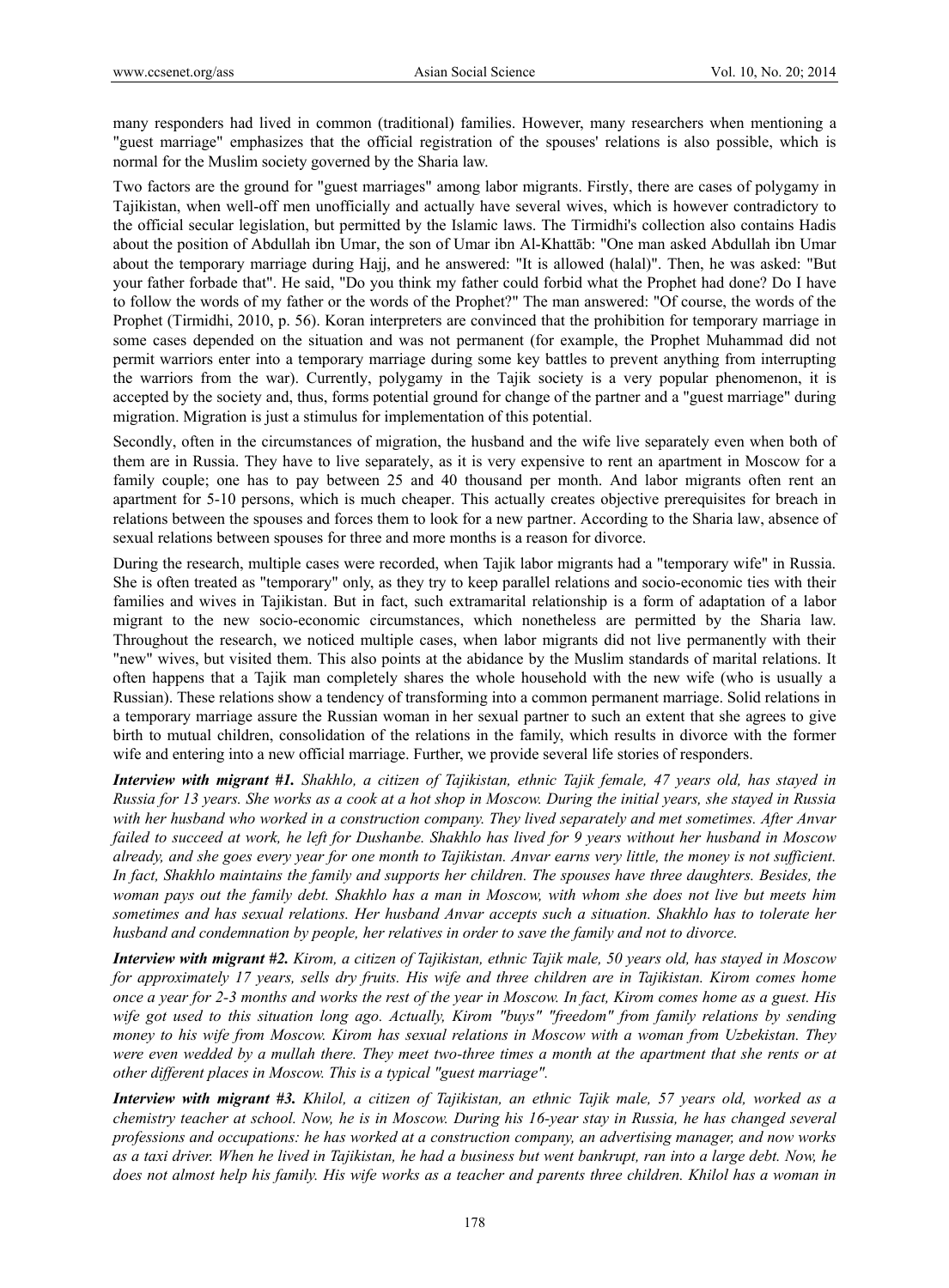many responders had lived in common (traditional) families. However, many researchers when mentioning a "guest marriage" emphasizes that the official registration of the spouses' relations is also possible, which is normal for the Muslim society governed by the Sharia law.

Two factors are the ground for "guest marriages" among labor migrants. Firstly, there are cases of polygamy in Tajikistan, when well-off men unofficially and actually have several wives, which is however contradictory to the official secular legislation, but permitted by the Islamic laws. The Tirmidhi's collection also contains Hadis about the position of Abdullah ibn Umar, the son of Umar ibn Al-Khattāb: "One man asked Abdullah ibn Umar about the temporary marriage during Hajj, and he answered: "It is allowed (halal)". Then, he was asked: "But your father forbade that". He said, "Do you think my father could forbid what the Prophet had done? Do I have to follow the words of my father or the words of the Prophet?" The man answered: "Of course, the words of the Prophet (Tirmidhi, 2010, p. 56). Koran interpreters are convinced that the prohibition for temporary marriage in some cases depended on the situation and was not permanent (for example, the Prophet Muhammad did not permit warriors enter into a temporary marriage during some key battles to prevent anything from interrupting the warriors from the war). Currently, polygamy in the Tajik society is a very popular phenomenon, it is accepted by the society and, thus, forms potential ground for change of the partner and a "guest marriage" during migration. Migration is just a stimulus for implementation of this potential.

Secondly, often in the circumstances of migration, the husband and the wife live separately even when both of them are in Russia. They have to live separately, as it is very expensive to rent an apartment in Moscow for a family couple; one has to pay between 25 and 40 thousand per month. And labor migrants often rent an apartment for 5-10 persons, which is much cheaper. This actually creates objective prerequisites for breach in relations between the spouses and forces them to look for a new partner. According to the Sharia law, absence of sexual relations between spouses for three and more months is a reason for divorce.

During the research, multiple cases were recorded, when Tajik labor migrants had a "temporary wife" in Russia. She is often treated as "temporary" only, as they try to keep parallel relations and socio-economic ties with their families and wives in Tajikistan. But in fact, such extramarital relationship is a form of adaptation of a labor migrant to the new socio-economic circumstances, which nonetheless are permitted by the Sharia law. Throughout the research, we noticed multiple cases, when labor migrants did not live permanently with their "new" wives, but visited them. This also points at the abidance by the Muslim standards of marital relations. It often happens that a Tajik man completely shares the whole household with the new wife (who is usually a Russian). These relations show a tendency of transforming into a common permanent marriage. Solid relations in a temporary marriage assure the Russian woman in her sexual partner to such an extent that she agrees to give birth to mutual children, consolidation of the relations in the family, which results in divorce with the former wife and entering into a new official marriage. Further, we provide several life stories of responders.

***Interview with migrant #1.*** *Shakhlo, a citizen of Tajikistan, ethnic Tajik female, 47 years old, has stayed in Russia for 13 years. She works as a cook at a hot shop in Moscow. During the initial years, she stayed in Russia with her husband who worked in a construction company. They lived separately and met sometimes. After Anvar failed to succeed at work, he left for Dushanbe. Shakhlo has lived for 9 years without her husband in Moscow already, and she goes every year for one month to Tajikistan. Anvar earns very little, the money is not sufficient. In fact, Shakhlo maintains the family and supports her children. The spouses have three daughters. Besides, the woman pays out the family debt. Shakhlo has a man in Moscow, with whom she does not live but meets him sometimes and has sexual relations. Her husband Anvar accepts such a situation. Shakhlo has to tolerate her husband and condemnation by people, her relatives in order to save the family and not to divorce.*

***Interview with migrant #2.*** *Kirom, a citizen of Tajikistan, ethnic Tajik male, 50 years old, has stayed in Moscow for approximately 17 years, sells dry fruits. His wife and three children are in Tajikistan. Kirom comes home once a year for 2-3 months and works the rest of the year in Moscow. In fact, Kirom comes home as a guest. His wife got used to this situation long ago. Actually, Kirom "buys" "freedom" from family relations by sending money to his wife from Moscow. Kirom has sexual relations in Moscow with a woman from Uzbekistan. They were even wedded by a mullah there. They meet two-three times a month at the apartment that she rents or at other different places in Moscow. This is a typical "guest marriage".*

***Interview with migrant #3.*** *Khilol, a citizen of Tajikistan, an ethnic Tajik male, 57 years old, worked as a chemistry teacher at school. Now, he is in Moscow. During his 16-year stay in Russia, he has changed several professions and occupations: he has worked at a construction company, an advertising manager, and now works as a taxi driver. When he lived in Tajikistan, he had a business but went bankrupt, ran into a large debt. Now, he does not almost help his family. His wife works as a teacher and parents three children. Khilol has a woman in*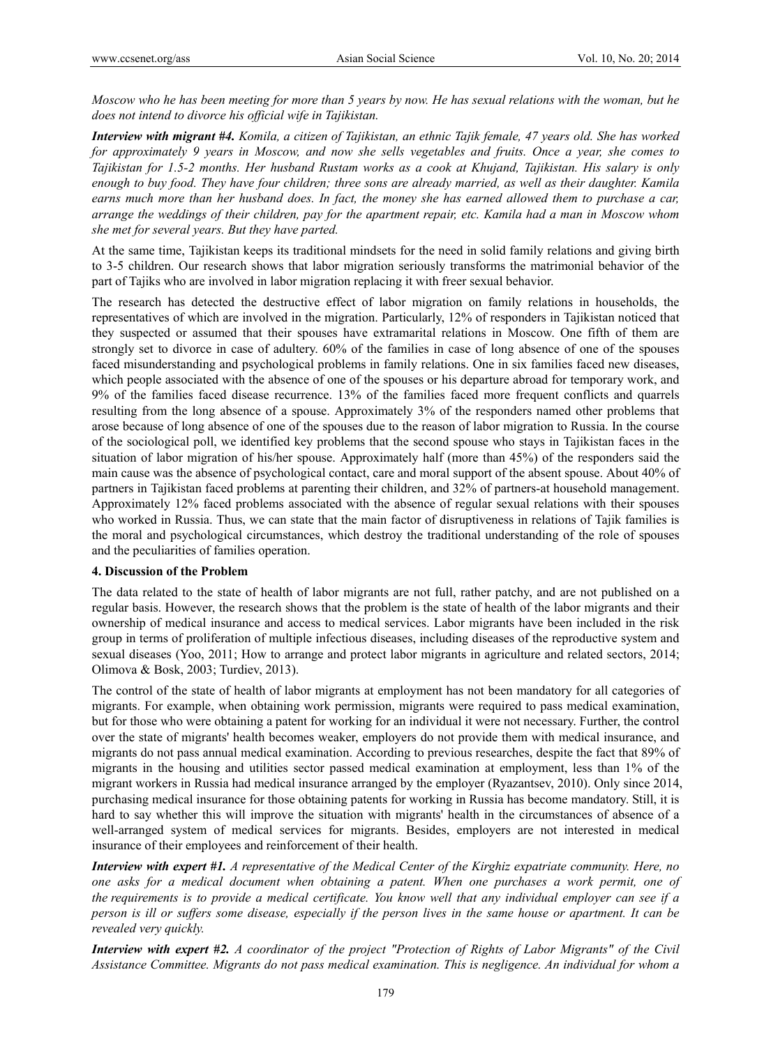*Moscow who he has been meeting for more than 5 years by now. He has sexual relations with the woman, but he does not intend to divorce his official wife in Tajikistan.*

***Interview with migrant #4.*** *Komila, a citizen of Tajikistan, an ethnic Tajik female, 47 years old. She has worked for approximately 9 years in Moscow, and now she sells vegetables and fruits. Once a year, she comes to Tajikistan for 1.5-2 months. Her husband Rustam works as a cook at Khujand, Tajikistan. His salary is only enough to buy food. They have four children; three sons are already married, as well as their daughter. Kamila earns much more than her husband does. In fact, the money she has earned allowed them to purchase a car, arrange the weddings of their children, pay for the apartment repair, etc. Kamila had a man in Moscow whom she met for several years. But they have parted.*

At the same time, Tajikistan keeps its traditional mindsets for the need in solid family relations and giving birth to 3-5 children. Our research shows that labor migration seriously transforms the matrimonial behavior of the part of Tajiks who are involved in labor migration replacing it with freer sexual behavior.

The research has detected the destructive effect of labor migration on family relations in households, the representatives of which are involved in the migration. Particularly, 12% of responders in Tajikistan noticed that they suspected or assumed that their spouses have extramarital relations in Moscow. One fifth of them are strongly set to divorce in case of adultery. 60% of the families in case of long absence of one of the spouses faced misunderstanding and psychological problems in family relations. One in six families faced new diseases, which people associated with the absence of one of the spouses or his departure abroad for temporary work, and 9% of the families faced disease recurrence. 13% of the families faced more frequent conflicts and quarrels resulting from the long absence of a spouse. Approximately 3% of the responders named other problems that arose because of long absence of one of the spouses due to the reason of labor migration to Russia. In the course of the sociological poll, we identified key problems that the second spouse who stays in Tajikistan faces in the situation of labor migration of his/her spouse. Approximately half (more than 45%) of the responders said the main cause was the absence of psychological contact, care and moral support of the absent spouse. About 40% of partners in Tajikistan faced problems at parenting their children, and 32% of partners-at household management. Approximately 12% faced problems associated with the absence of regular sexual relations with their spouses who worked in Russia. Thus, we can state that the main factor of disruptiveness in relations of Tajik families is the moral and psychological circumstances, which destroy the traditional understanding of the role of spouses and the peculiarities of families operation.

## 4. Discussion of the Problem

The data related to the state of health of labor migrants are not full, rather patchy, and are not published on a regular basis. However, the research shows that the problem is the state of health of the labor migrants and their ownership of medical insurance and access to medical services. Labor migrants have been included in the risk group in terms of proliferation of multiple infectious diseases, including diseases of the reproductive system and sexual diseases (Yoo, 2011; How to arrange and protect labor migrants in agriculture and related sectors, 2014; Olimova & Bosk, 2003; Turdiev, 2013).

The control of the state of health of labor migrants at employment has not been mandatory for all categories of migrants. For example, when obtaining work permission, migrants were required to pass medical examination, but for those who were obtaining a patent for working for an individual it were not necessary. Further, the control over the state of migrants' health becomes weaker, employers do not provide them with medical insurance, and migrants do not pass annual medical examination. According to previous researches, despite the fact that 89% of migrants in the housing and utilities sector passed medical examination at employment, less than 1% of the migrant workers in Russia had medical insurance arranged by the employer (Ryazantsev, 2010). Only since 2014, purchasing medical insurance for those obtaining patents for working in Russia has become mandatory. Still, it is hard to say whether this will improve the situation with migrants' health in the circumstances of absence of a well-arranged system of medical services for migrants. Besides, employers are not interested in medical insurance of their employees and reinforcement of their health.

***Interview with expert #1.*** *A representative of the Medical Center of the Kirghiz expatriate community. Here, no one asks for a medical document when obtaining a patent. When one purchases a work permit, one of the requirements is to provide a medical certificate. You know well that any individual employer can see if a person is ill or suffers some disease, especially if the person lives in the same house or apartment. It can be revealed very quickly.*

***Interview with expert #2.*** *A coordinator of the project "Protection of Rights of Labor Migrants" of the Civil Assistance Committee. Migrants do not pass medical examination. This is negligence. An individual for whom a*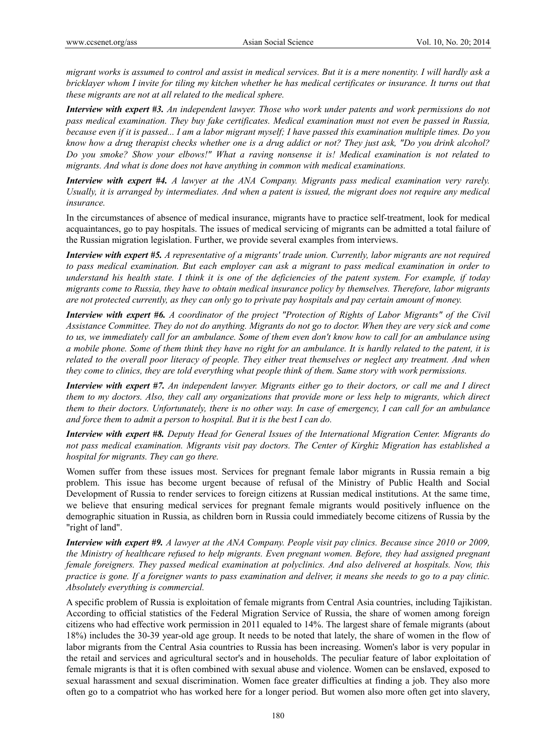*migrant works is assumed to control and assist in medical services. But it is a mere nonentity. I will hardly ask a bricklayer whom I invite for tiling my kitchen whether he has medical certificates or insurance. It turns out that these migrants are not at all related to the medical sphere.*

***Interview with expert #3.*** *An independent lawyer. Those who work under patents and work permissions do not pass medical examination. They buy fake certificates. Medical examination must not even be passed in Russia, because even if it is passed... I am a labor migrant myself; I have passed this examination multiple times. Do you know how a drug therapist checks whether one is a drug addict or not? They just ask, "Do you drink alcohol? Do you smoke? Show your elbows!" What a raving nonsense it is! Medical examination is not related to migrants. And what is done does not have anything in common with medical examinations.*

***Interview with expert #4.*** *A lawyer at the ANA Company. Migrants pass medical examination very rarely. Usually, it is arranged by intermediates. And when a patent is issued, the migrant does not require any medical insurance.*

In the circumstances of absence of medical insurance, migrants have to practice self-treatment, look for medical acquaintances, go to pay hospitals. The issues of medical servicing of migrants can be admitted a total failure of the Russian migration legislation. Further, we provide several examples from interviews.

***Interview with expert #5.*** *A representative of a migrants' trade union. Currently, labor migrants are not required to pass medical examination. But each employer can ask a migrant to pass medical examination in order to understand his health state. I think it is one of the deficiencies of the patent system. For example, if today migrants come to Russia, they have to obtain medical insurance policy by themselves. Therefore, labor migrants are not protected currently, as they can only go to private pay hospitals and pay certain amount of money.*

***Interview with expert #6.*** *A coordinator of the project "Protection of Rights of Labor Migrants" of the Civil Assistance Committee. They do not do anything. Migrants do not go to doctor. When they are very sick and come to us, we immediately call for an ambulance. Some of them even don't know how to call for an ambulance using a mobile phone. Some of them think they have no right for an ambulance. It is hardly related to the patent, it is related to the overall poor literacy of people. They either treat themselves or neglect any treatment. And when they come to clinics, they are told everything what people think of them. Same story with work permissions.*

***Interview with expert #7.*** *An independent lawyer. Migrants either go to their doctors, or call me and I direct them to my doctors. Also, they call any organizations that provide more or less help to migrants, which direct them to their doctors. Unfortunately, there is no other way. In case of emergency, I can call for an ambulance and force them to admit a person to hospital. But it is the best I can do.*

***Interview with expert #8.*** *Deputy Head for General Issues of the International Migration Center. Migrants do not pass medical examination. Migrants visit pay doctors. The Center of Kirghiz Migration has established a hospital for migrants. They can go there.*

Women suffer from these issues most. Services for pregnant female labor migrants in Russia remain a big problem. This issue has become urgent because of refusal of the Ministry of Public Health and Social Development of Russia to render services to foreign citizens at Russian medical institutions. At the same time, we believe that ensuring medical services for pregnant female migrants would positively influence on the demographic situation in Russia, as children born in Russia could immediately become citizens of Russia by the "right of land".

***Interview with expert #9.*** *A lawyer at the ANA Company. People visit pay clinics. Because since 2010 or 2009, the Ministry of healthcare refused to help migrants. Even pregnant women. Before, they had assigned pregnant female foreigners. They passed medical examination at polyclinics. And also delivered at hospitals. Now, this practice is gone. If a foreigner wants to pass examination and deliver, it means she needs to go to a pay clinic. Absolutely everything is commercial.*

A specific problem of Russia is exploitation of female migrants from Central Asia countries, including Tajikistan. According to official statistics of the Federal Migration Service of Russia, the share of women among foreign citizens who had effective work permission in 2011 equaled to 14%. The largest share of female migrants (about 18%) includes the 30-39 year-old age group. It needs to be noted that lately, the share of women in the flow of labor migrants from the Central Asia countries to Russia has been increasing. Women's labor is very popular in the retail and services and agricultural sector's and in households. The peculiar feature of labor exploitation of female migrants is that it is often combined with sexual abuse and violence. Women can be enslaved, exposed to sexual harassment and sexual discrimination. Women face greater difficulties at finding a job. They also more often go to a compatriot who has worked here for a longer period. But women also more often get into slavery,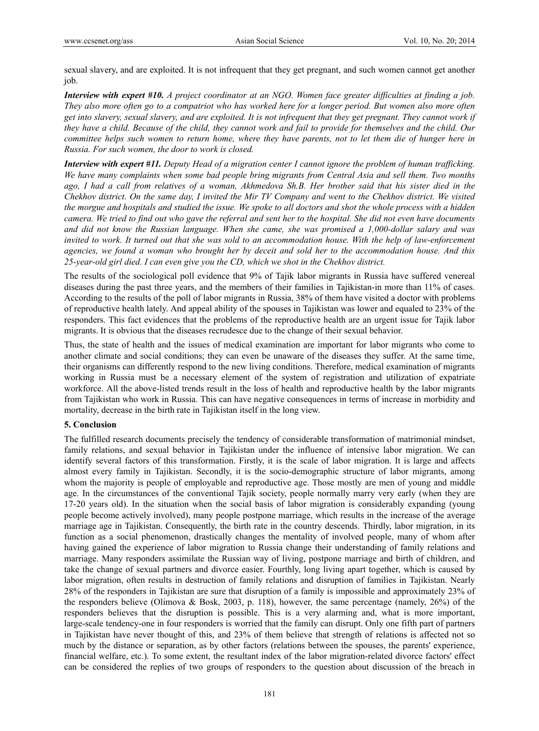sexual slavery, and are exploited. It is not infrequent that they get pregnant, and such women cannot get another job.

***Interview with expert #10.*** *A project coordinator at an NGO. Women face greater difficulties at finding a job. They also more often go to a compatriot who has worked here for a longer period. But women also more often get into slavery, sexual slavery, and are exploited. It is not infrequent that they get pregnant. They cannot work if they have a child. Because of the child, they cannot work and fail to provide for themselves and the child. Our committee helps such women to return home, where they have parents, not to let them die of hunger here in Russia. For such women, the door to work is closed.*

***Interview with expert #11.*** *Deputy Head of a migration center I cannot ignore the problem of human trafficking. We have many complaints when some bad people bring migrants from Central Asia and sell them. Two months ago, I had a call from relatives of a woman, Akhmedova Sh.B. Her brother said that his sister died in the Chekhov district. On the same day, I invited the Mir TV Company and went to the Chekhov district. We visited the morgue and hospitals and studied the issue. We spoke to all doctors and shot the whole process with a hidden camera. We tried to find out who gave the referral and sent her to the hospital. She did not even have documents and did not know the Russian language. When she came, she was promised a 1,000-dollar salary and was invited to work. It turned out that she was sold to an accommodation house. With the help of law-enforcement agencies, we found a woman who brought her by deceit and sold her to the accommodation house. And this 25-year-old girl died. I can even give you the CD, which we shot in the Chekhov district.*

The results of the sociological poll evidence that 9% of Tajik labor migrants in Russia have suffered venereal diseases during the past three years, and the members of their families in Tajikistan-in more than 11% of cases. According to the results of the poll of labor migrants in Russia, 38% of them have visited a doctor with problems of reproductive health lately. And appeal ability of the spouses in Tajikistan was lower and equaled to 23% of the responders. This fact evidences that the problems of the reproductive health are an urgent issue for Tajik labor migrants. It is obvious that the diseases recrudesce due to the change of their sexual behavior.

Thus, the state of health and the issues of medical examination are important for labor migrants who come to another climate and social conditions; they can even be unaware of the diseases they suffer. At the same time, their organisms can differently respond to the new living conditions. Therefore, medical examination of migrants working in Russia must be a necessary element of the system of registration and utilization of expatriate workforce. All the above-listed trends result in the loss of health and reproductive health by the labor migrants from Tajikistan who work in Russia. This can have negative consequences in terms of increase in morbidity and mortality, decrease in the birth rate in Tajikistan itself in the long view.

## 5. Conclusion

The fulfilled research documents precisely the tendency of considerable transformation of matrimonial mindset, family relations, and sexual behavior in Tajikistan under the influence of intensive labor migration. We can identify several factors of this transformation. Firstly, it is the scale of labor migration. It is large and affects almost every family in Tajikistan. Secondly, it is the socio-demographic structure of labor migrants, among whom the majority is people of employable and reproductive age. Those mostly are men of young and middle age. In the circumstances of the conventional Tajik society, people normally marry very early (when they are 17-20 years old). In the situation when the social basis of labor migration is considerably expanding (young people become actively involved), many people postpone marriage, which results in the increase of the average marriage age in Tajikistan. Consequently, the birth rate in the country descends. Thirdly, labor migration, in its function as a social phenomenon, drastically changes the mentality of involved people, many of whom after having gained the experience of labor migration to Russia change their understanding of family relations and marriage. Many responders assimilate the Russian way of living, postpone marriage and birth of children, and take the change of sexual partners and divorce easier. Fourthly, long living apart together, which is caused by labor migration, often results in destruction of family relations and disruption of families in Tajikistan. Nearly 28% of the responders in Tajikistan are sure that disruption of a family is impossible and approximately 23% of the responders believe (Olimova & Bosk, 2003, p. 118), however, the same percentage (namely, 26%) of the responders believes that the disruption is possible. This is a very alarming and, what is more important, large-scale tendency-one in four responders is worried that the family can disrupt. Only one fifth part of partners in Tajikistan have never thought of this, and 23% of them believe that strength of relations is affected not so much by the distance or separation, as by other factors (relations between the spouses, the parents' experience, financial welfare, etc.). To some extent, the resultant index of the labor migration-related divorce factors' effect can be considered the replies of two groups of responders to the question about discussion of the breach in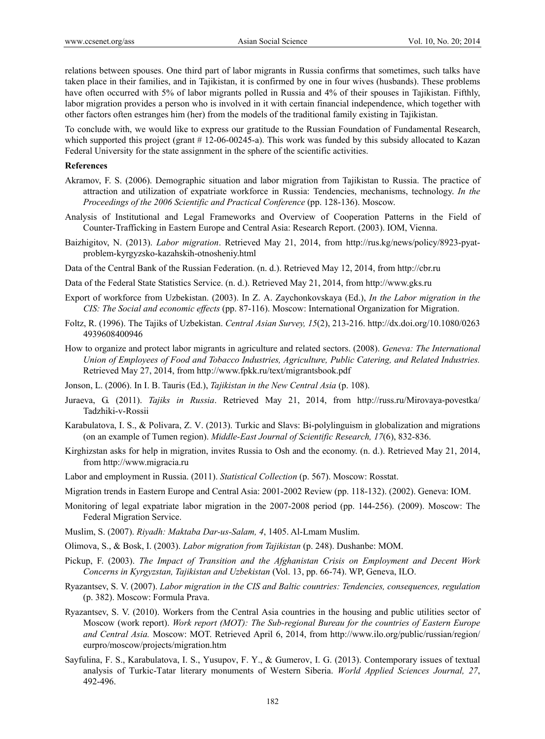relations between spouses. One third part of labor migrants in Russia confirms that sometimes, such talks have taken place in their families, and in Tajikistan, it is confirmed by one in four wives (husbands). These problems have often occurred with 5% of labor migrants polled in Russia and 4% of their spouses in Tajikistan. Fifthly, labor migration provides a person who is involved in it with certain financial independence, which together with other factors often estranges him (her) from the models of the traditional family existing in Tajikistan.

To conclude with, we would like to express our gratitude to the Russian Foundation of Fundamental Research, which supported this project (grant # 12-06-00245-a). This work was funded by this subsidy allocated to Kazan Federal University for the state assignment in the sphere of the scientific activities.

**References**

Akramov, F. S. (2006). Demographic situation and labor migration from Tajikistan to Russia. The practice of attraction and utilization of expatriate workforce in Russia: Tendencies, mechanisms, technology. *In the Proceedings of the 2006 Scientific and Practical Conference* (pp. 128-136). Moscow.

Analysis of Institutional and Legal Frameworks and Overview of Cooperation Patterns in the Field of Counter-Trafficking in Eastern Europe and Central Asia: Research Report. (2003). IOM, Vienna.

Baizhigitov, N. (2013). *Labor migration*. Retrieved May 21, 2014, from http://rus.kg/news/policy/8923-pyat-problem-kyrgyzsko-kazahskih-otnosheniy.html

Data of the Central Bank of the Russian Federation. (n. d.). Retrieved May 12, 2014, from http://cbr.ru

Data of the Federal State Statistics Service. (n. d.). Retrieved May 21, 2014, from http://www.gks.ru

Export of workforce from Uzbekistan. (2003). In Z. A. Zaychonkovskaya (Ed.), *In the Labor migration in the CIS: The Social and economic effects* (pp. 87-116). Moscow: International Organization for Migration.

Foltz, R. (1996). The Tajiks of Uzbekistan. *Central Asian Survey, 15*(2), 213-216. http://dx.doi.org/10.1080/02634939608400946

How to organize and protect labor migrants in agriculture and related sectors. (2008). *Geneva: The International Union of Employees of Food and Tobacco Industries, Agriculture, Public Catering, and Related Industries.* Retrieved May 27, 2014, from http://www.fpkk.ru/text/migrantsbook.pdf

Jonson, L. (2006). In I. B. Tauris (Ed.), *Tajikistan in the New Central Asia* (p. 108).

Juraeva, G. (2011). *Tajiks in Russia*. Retrieved May 21, 2014, from http://russ.ru/Mirovaya-povestka/Tadzhiki-v-Rossii

Karabulatova, I. S., & Polivara, Z. V. (2013). Turkic and Slavs: Bi-polylinguism in globalization and migrations (on an example of Tumen region). *Middle-East Journal of Scientific Research, 17*(6), 832-836.

Kirghizstan asks for help in migration, invites Russia to Osh and the economy. (n. d.). Retrieved May 21, 2014, from http://www.migracia.ru

Labor and employment in Russia. (2011). *Statistical Collection* (p. 567). Moscow: Rosstat.

Migration trends in Eastern Europe and Central Asia: 2001-2002 Review (pp. 118-132). (2002). Geneva: IOM.

Monitoring of legal expatriate labor migration in the 2007-2008 period (pp. 144-256). (2009). Moscow: The Federal Migration Service.

Muslim, S. (2007). *Riyadh: Maktaba Dar-us-Salam, 4*, 1405. Al-Lmam Muslim.

Olimova, S., & Bosk, I. (2003). *Labor migration from Tajikistan* (p. 248). Dushanbe: MOM.

Pickup, F. (2003). *The Impact of Transition and the Afghanistan Crisis on Employment and Decent Work Concerns in Kyrgyzstan, Tajikistan and Uzbekistan* (Vol. 13, pp. 66-74). WP, Geneva, ILO.

Ryazantsev, S. V. (2007). *Labor migration in the CIS and Baltic countries: Tendencies, consequences, regulation* (p. 382). Moscow: Formula Prava.

Ryazantsev, S. V. (2010). Workers from the Central Asia countries in the housing and public utilities sector of Moscow (work report). *Work report (MOT): The Sub-regional Bureau for the countries of Eastern Europe and Central Asia.* Moscow: MOT. Retrieved April 6, 2014, from http://www.ilo.org/public/russian/region/eurpro/moscow/projects/migration.htm

Sayfulina, F. S., Karabulatova, I. S., Yusupov, F. Y., & Gumerov, I. G. (2013). Contemporary issues of textual analysis of Turkic-Tatar literary monuments of Western Siberia. *World Applied Sciences Journal, 27*, 492-496.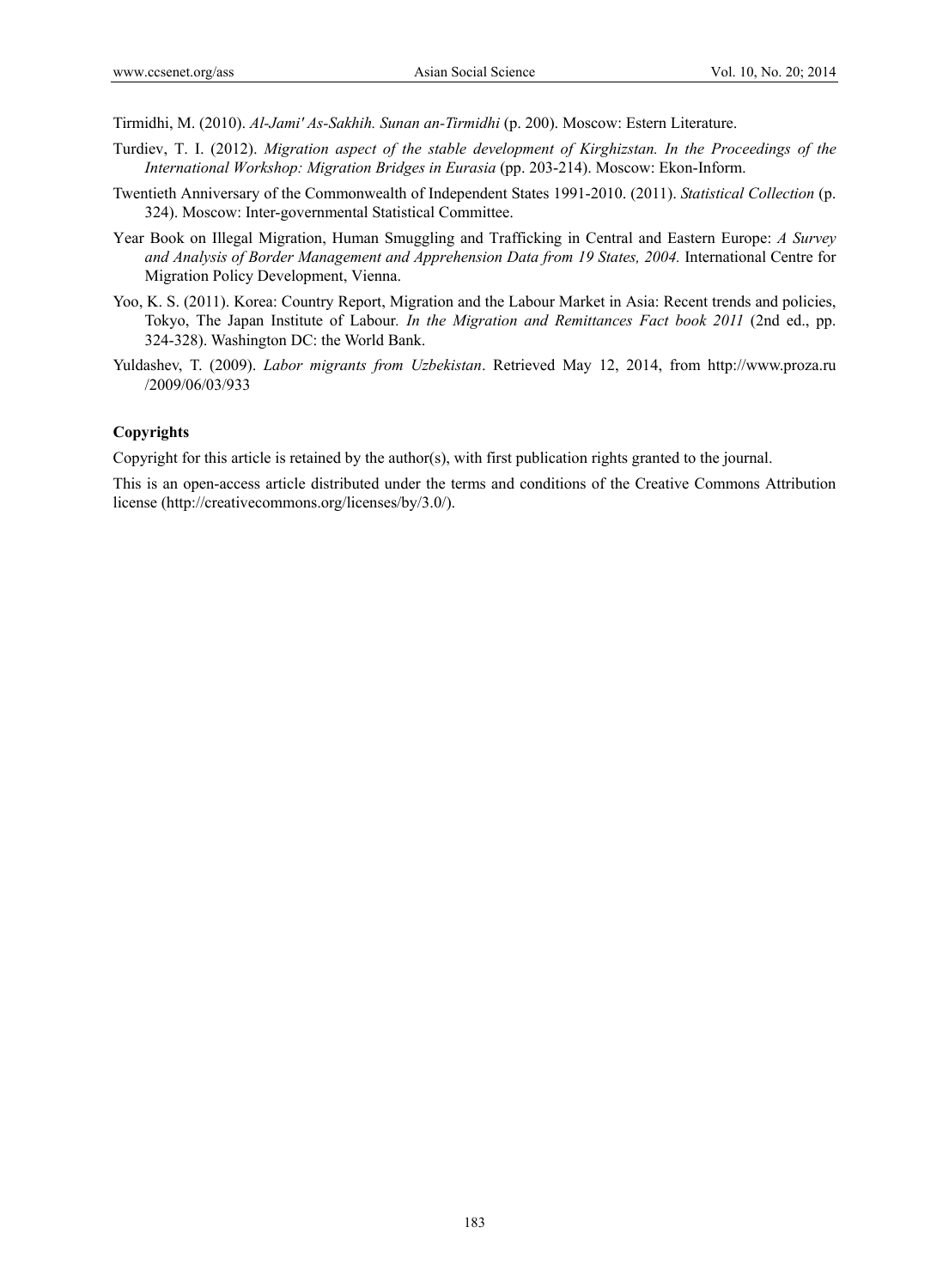Tirmidhi, M. (2010). *Al-Jami' As-Sakhih. Sunan an-Tirmidhi* (p. 200). Moscow: Estern Literature.

Turdiev, T. I. (2012). *Migration aspect of the stable development of Kirghizstan. In the Proceedings of the International Workshop: Migration Bridges in Eurasia* (pp. 203-214). Moscow: Ekon-Inform.

Twentieth Anniversary of the Commonwealth of Independent States 1991-2010. (2011). *Statistical Collection* (p. 324). Moscow: Inter-governmental Statistical Committee.

Year Book on Illegal Migration, Human Smuggling and Trafficking in Central and Eastern Europe: *A Survey and Analysis of Border Management and Apprehension Data from 19 States, 2004.* International Centre for Migration Policy Development, Vienna.

Yoo, K. S. (2011). Korea: Country Report, Migration and the Labour Market in Asia: Recent trends and policies, Tokyo, The Japan Institute of Labour. *In the Migration and Remittances Fact book 2011* (2nd ed., pp. 324-328). Washington DC: the World Bank.

Yuldashev, T. (2009). *Labor migrants from Uzbekistan*. Retrieved May 12, 2014, from http://www.proza.ru/2009/06/03/933

**Copyrights**

Copyright for this article is retained by the author(s), with first publication rights granted to the journal.

This is an open-access article distributed under the terms and conditions of the Creative Commons Attribution license (http://creativecommons.org/licenses/by/3.0/).